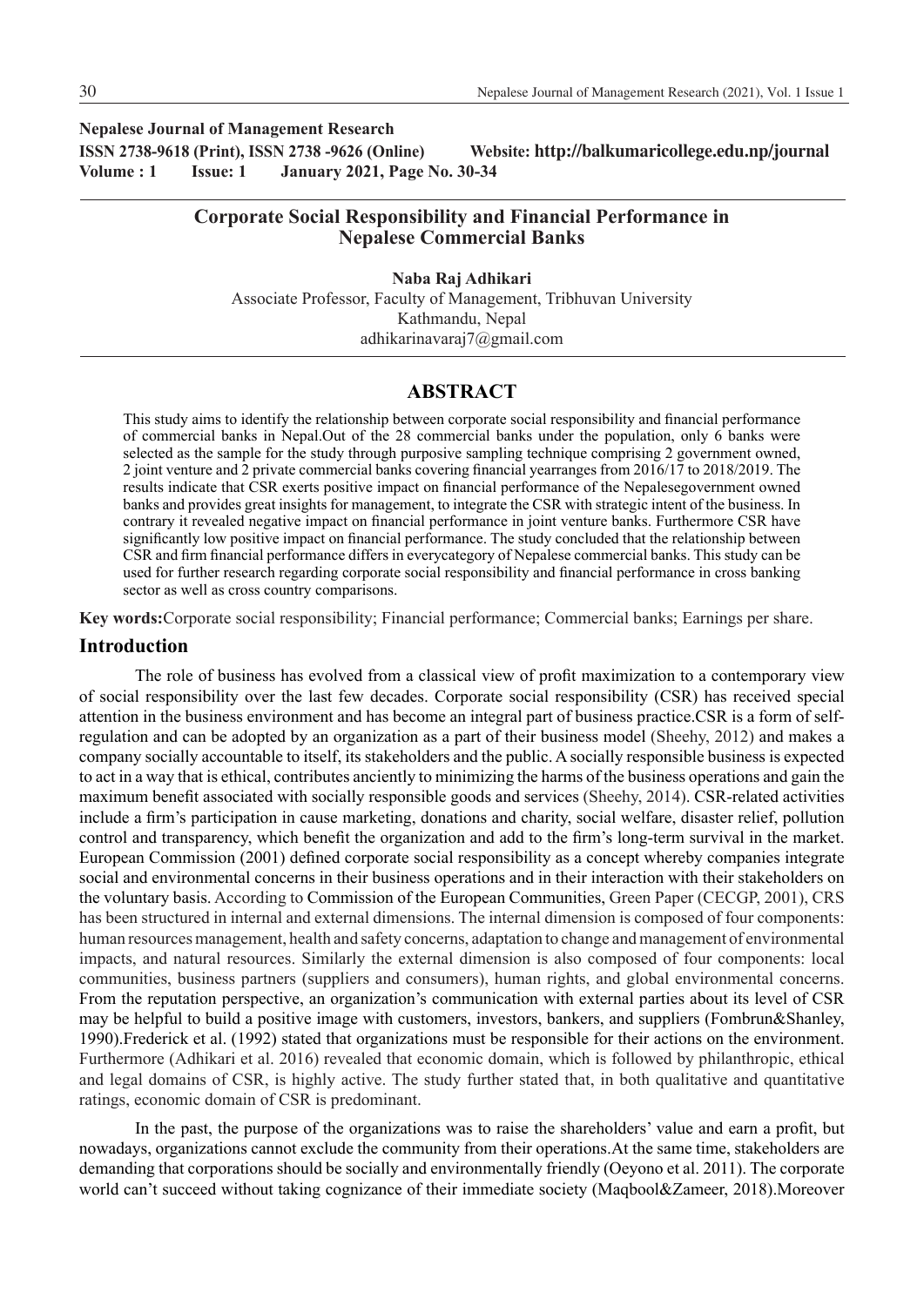**Nepalese Journal of Management Research**
**ISSN 2738-9618 (Print), ISSN 2738 -9626 (Online) Website: http://balkumaricollege.edu.np/journal**
**Volume : 1 Issue: 1 January 2021, Page No. 30-34**

# Corporate Social Responsibility and Financial Performance in Nepalese Commercial Banks

**Naba Raj Adhikari**
Associate Professor, Faculty of Management, Tribhuvan University
Kathmandu, Nepal
adhikarinavaraj7@gmail.com

## ABSTRACT

This study aims to identify the relationship between corporate social responsibility and financial performance of commercial banks in Nepal.Out of the 28 commercial banks under the population, only 6 banks were selected as the sample for the study through purposive sampling technique comprising 2 government owned, 2 joint venture and 2 private commercial banks covering financial yearranges from 2016/17 to 2018/2019. The results indicate that CSR exerts positive impact on financial performance of the Nepalesegovernment owned banks and provides great insights for management, to integrate the CSR with strategic intent of the business. In contrary it revealed negative impact on financial performance in joint venture banks. Furthermore CSR have significantly low positive impact on financial performance. The study concluded that the relationship between CSR and firm financial performance differs in everycategory of Nepalese commercial banks. This study can be used for further research regarding corporate social responsibility and financial performance in cross banking sector as well as cross country comparisons.

**Key words:**Corporate social responsibility; Financial performance; Commercial banks; Earnings per share.

## Introduction

The role of business has evolved from a classical view of profit maximization to a contemporary view of social responsibility over the last few decades. Corporate social responsibility (CSR) has received special attention in the business environment and has become an integral part of business practice.CSR is a form of self-regulation and can be adopted by an organization as a part of their business model (Sheehy, 2012) and makes a company socially accountable to itself, its stakeholders and the public. A socially responsible business is expected to act in a way that is ethical, contributes anciently to minimizing the harms of the business operations and gain the maximum benefit associated with socially responsible goods and services (Sheehy, 2014). CSR-related activities include a firm's participation in cause marketing, donations and charity, social welfare, disaster relief, pollution control and transparency, which benefit the organization and add to the firm's long-term survival in the market. European Commission (2001) defined corporate social responsibility as a concept whereby companies integrate social and environmental concerns in their business operations and in their interaction with their stakeholders on the voluntary basis. According to Commission of the European Communities, Green Paper (CECGP, 2001), CRS has been structured in internal and external dimensions. The internal dimension is composed of four components: human resources management, health and safety concerns, adaptation to change and management of environmental impacts, and natural resources. Similarly the external dimension is also composed of four components: local communities, business partners (suppliers and consumers), human rights, and global environmental concerns. From the reputation perspective, an organization's communication with external parties about its level of CSR may be helpful to build a positive image with customers, investors, bankers, and suppliers (Fombrun&Shanley, 1990).Frederick et al. (1992) stated that organizations must be responsible for their actions on the environment. Furthermore (Adhikari et al. 2016) revealed that economic domain, which is followed by philanthropic, ethical and legal domains of CSR, is highly active. The study further stated that, in both qualitative and quantitative ratings, economic domain of CSR is predominant.

In the past, the purpose of the organizations was to raise the shareholders' value and earn a profit, but nowadays, organizations cannot exclude the community from their operations.At the same time, stakeholders are demanding that corporations should be socially and environmentally friendly (Oeyono et al. 2011). The corporate world can't succeed without taking cognizance of their immediate society (Maqbool&Zameer, 2018).Moreover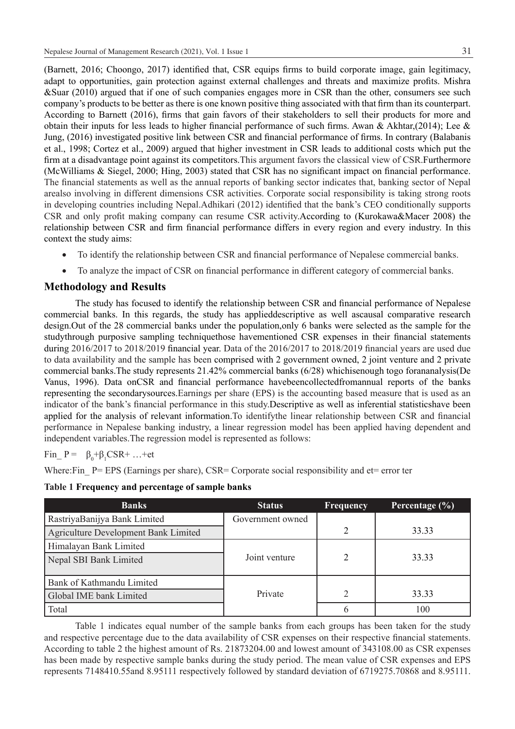(Barnett, 2016; Choongo, 2017) identified that, CSR equips firms to build corporate image, gain legitimacy, adapt to opportunities, gain protection against external challenges and threats and maximize profits. Mishra &Suar (2010) argued that if one of such companies engages more in CSR than the other, consumers see such company's products to be better as there is one known positive thing associated with that firm than its counterpart. According to Barnett (2016), firms that gain favors of their stakeholders to sell their products for more and obtain their inputs for less leads to higher financial performance of such firms. Awan & Akhtar,(2014); Lee & Jung, (2016) investigated positive link between CSR and financial performance of firms. In contrary (Balabanis et al., 1998; Cortez et al., 2009) argued that higher investment in CSR leads to additional costs which put the firm at a disadvantage point against its competitors.This argument favors the classical view of CSR.Furthermore (McWilliams & Siegel, 2000; Hing, 2003) stated that CSR has no significant impact on financial performance. The financial statements as well as the annual reports of banking sector indicates that, banking sector of Nepal arealso involving in different dimensions CSR activities. Corporate social responsibility is taking strong roots in developing countries including Nepal.Adhikari (2012) identified that the bank's CEO conditionally supports CSR and only profit making company can resume CSR activity.According to (Kurokawa&Macer 2008) the relationship between CSR and firm financial performance differs in every region and every industry. In this context the study aims:

- To identify the relationship between CSR and financial performance of Nepalese commercial banks.
- To analyze the impact of CSR on financial performance in different category of commercial banks.

## Methodology and Results

The study has focused to identify the relationship between CSR and financial performance of Nepalese commercial banks. In this regards, the study has applieddescriptive as well ascausal comparative research design.Out of the 28 commercial banks under the population,only 6 banks were selected as the sample for the studythrough purposive sampling techniquethose havementioned CSR expenses in their financial statements during 2016/2017 to 2018/2019 financial year. Data of the 2016/2017 to 2018/2019 financial years are used due to data availability and the sample has been comprised with 2 government owned, 2 joint venture and 2 private commercial banks.The study represents 21.42% commercial banks (6/28) whichisenough togo forananalysis(De Vanus, 1996). Data onCSR and financial performance havebeencollectedfromannual reports of the banks representing the secondarysources.Earnings per share (EPS) is the accounting based measure that is used as an indicator of the bank's financial performance in this study.Descriptive as well as inferential statisticshave been applied for the analysis of relevant information.To identifythe linear relationship between CSR and financial performance in Nepalese banking industry, a linear regression model has been applied having dependent and independent variables.The regression model is represented as follows:

$$Fin\_P = \beta_0 + \beta_1 CSR + \ldots + et$$

Where:Fin_ P= EPS (Earnings per share), CSR= Corporate social responsibility and et= error ter

**Table 1 Frequency and percentage of sample banks**

| Banks | Status | Frequency | Percentage (%) |
|---|---|---|---|
| RastriyaBanijya Bank Limited | Government owned | | |
| Agriculture Development Bank Limited | | 2 | 33.33 |
| Himalayan Bank Limited | | | |
| Nepal SBI Bank Limited | Joint venture | 2 | 33.33 |
| Bank of Kathmandu Limited | | | |
| Global IME bank Limited | Private | 2 | 33.33 |
| Total | | 6 | 100 |

Table 1 indicates equal number of the sample banks from each groups has been taken for the study and respective percentage due to the data availability of CSR expenses on their respective financial statements. According to table 2 the highest amount of Rs. 21873204.00 and lowest amount of 343108.00 as CSR expenses has been made by respective sample banks during the study period. The mean value of CSR expenses and EPS represents 7148410.55and 8.95111 respectively followed by standard deviation of 6719275.70868 and 8.95111.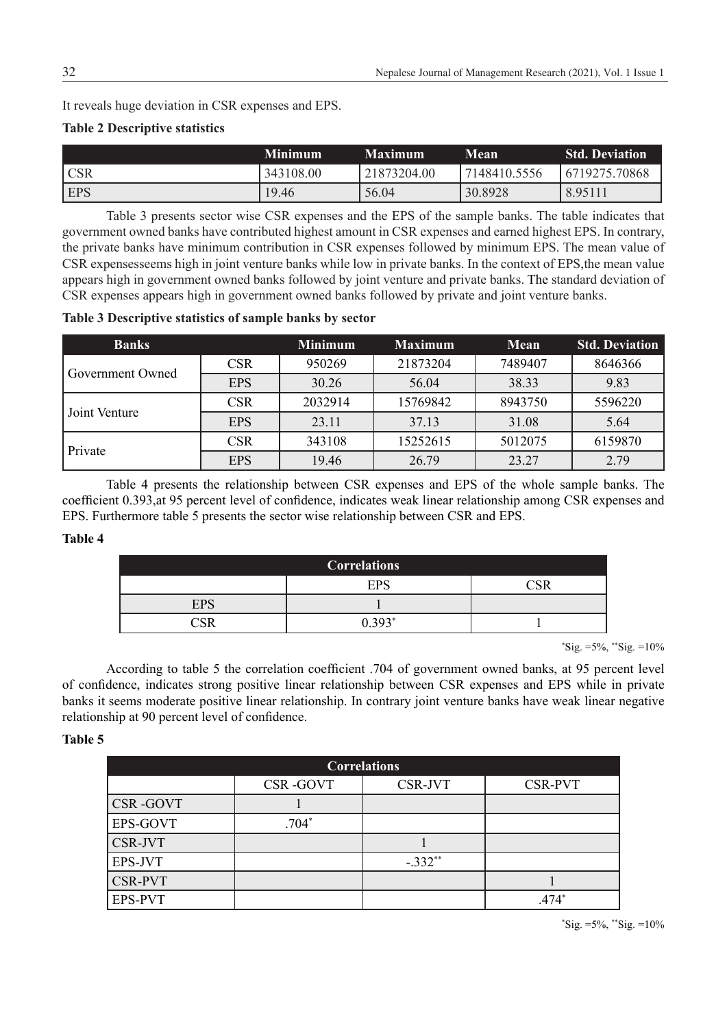It reveals huge deviation in CSR expenses and EPS.

**Table 2 Descriptive statistics**

| | Minimum | Maximum | Mean | Std. Deviation |
|---|---|---|---|---|
| CSR | 343108.00 | 21873204.00 | 7148410.5556 | 6719275.70868 |
| EPS | 19.46 | 56.04 | 30.8928 | 8.95111 |

Table 3 presents sector wise CSR expenses and the EPS of the sample banks. The table indicates that government owned banks have contributed highest amount in CSR expenses and earned highest EPS. In contrary, the private banks have minimum contribution in CSR expenses followed by minimum EPS. The mean value of CSR expensesseems high in joint venture banks while low in private banks. In the context of EPS,the mean value appears high in government owned banks followed by joint venture and private banks. The standard deviation of CSR expenses appears high in government owned banks followed by private and joint venture banks.

**Table 3 Descriptive statistics of sample banks by sector**

| Banks | | Minimum | Maximum | Mean | Std. Deviation |
|---|---|---|---|---|---|
| Government Owned | CSR | 950269 | 21873204 | 7489407 | 8646366 |
| | EPS | 30.26 | 56.04 | 38.33 | 9.83 |
| Joint Venture | CSR | 2032914 | 15769842 | 8943750 | 5596220 |
| | EPS | 23.11 | 37.13 | 31.08 | 5.64 |
| Private | CSR | 343108 | 15252615 | 5012075 | 6159870 |
| | EPS | 19.46 | 26.79 | 23.27 | 2.79 |

Table 4 presents the relationship between CSR expenses and EPS of the whole sample banks. The coefficient 0.393,at 95 percent level of confidence, indicates weak linear relationship among CSR expenses and EPS. Furthermore table 5 presents the sector wise relationship between CSR and EPS.

**Table 4**

| Correlations | | |
|---|---|---|
| | EPS | CSR |
| EPS | 1 | |
| CSR | 0.393* | 1 |

*Sig. =5%, **Sig. =10%

According to table 5 the correlation coefficient .704 of government owned banks, at 95 percent level of confidence, indicates strong positive linear relationship between CSR expenses and EPS while in private banks it seems moderate positive linear relationship. In contrary joint venture banks have weak linear negative relationship at 90 percent level of confidence.

**Table 5**

| Correlations | | | |
|---|---|---|---|
| | CSR -GOVT | CSR-JVT | CSR-PVT |
| CSR -GOVT | 1 | | |
| EPS-GOVT | .704* | | |
| CSR-JVT | | 1 | |
| EPS-JVT | | -.332** | |
| CSR-PVT | | | 1 |
| EPS-PVT | | | .474* |

*Sig. =5%, **Sig. =10%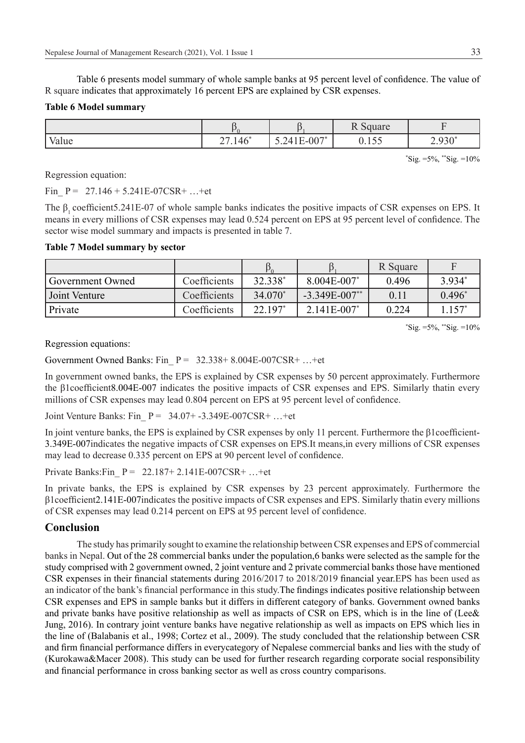Table 6 presents model summary of whole sample banks at 95 percent level of confidence. The value of R square indicates that approximately 16 percent EPS are explained by CSR expenses.

**Table 6 Model summary**

| | $\beta_0$ | $\beta_1$ | R Square | F |
|---|---|---|---|---|
| Value | 27.146* | 5.241E-007* | 0.155 | 2.930* |

*Sig. =5%, **Sig. =10%

Regression equation:

Fin_ P = 27.146 + 5.241E-07CSR+ …+et

The $\beta_1$ coefficient5.241E-07 of whole sample banks indicates the positive impacts of CSR expenses on EPS. It means in every millions of CSR expenses may lead 0.524 percent on EPS at 95 percent level of confidence. The sector wise model summary and impacts is presented in table 7.

**Table 7 Model summary by sector**

| | | $\beta_0$ | $\beta_1$ | R Square | F |
|---|---|---|---|---|---|
| Government Owned | Coefficients | 32.338* | 8.004E-007* | 0.496 | 3.934* |
| Joint Venture | Coefficients | 34.070* | -3.349E-007** | 0.11 | 0.496* |
| Private | Coefficients | 22.197* | 2.141E-007* | 0.224 | 1.157* |

*Sig. =5%, **Sig. =10%

Regression equations:

Government Owned Banks: Fin_ P = 32.338+ 8.004E-007CSR+ …+et

In government owned banks, the EPS is explained by CSR expenses by 50 percent approximately. Furthermore the β1coefficient8.004E-007 indicates the positive impacts of CSR expenses and EPS. Similarly thatin every millions of CSR expenses may lead 0.804 percent on EPS at 95 percent level of confidence.

Joint Venture Banks: Fin_ P = 34.07+ -3.349E-007CSR+ …+et

In joint venture banks, the EPS is explained by CSR expenses by only 11 percent. Furthermore the β1coefficient-3.349E-007indicates the negative impacts of CSR expenses on EPS.It means,in every millions of CSR expenses may lead to decrease 0.335 percent on EPS at 90 percent level of confidence.

Private Banks:Fin_ P = 22.187+ 2.141E-007CSR+ …+et

In private banks, the EPS is explained by CSR expenses by 23 percent approximately. Furthermore the β1coefficient2.141E-007indicates the positive impacts of CSR expenses and EPS. Similarly thatin every millions of CSR expenses may lead 0.214 percent on EPS at 95 percent level of confidence.

## Conclusion

The study has primarily sought to examine the relationship between CSR expenses and EPS of commercial banks in Nepal. Out of the 28 commercial banks under the population,6 banks were selected as the sample for the study comprised with 2 government owned, 2 joint venture and 2 private commercial banks those have mentioned CSR expenses in their financial statements during 2016/2017 to 2018/2019 financial year.EPS has been used as an indicator of the bank's financial performance in this study.The findings indicates positive relationship between CSR expenses and EPS in sample banks but it differs in different category of banks. Government owned banks and private banks have positive relationship as well as impacts of CSR on EPS, which is in the line of (Lee& Jung, 2016). In contrary joint venture banks have negative relationship as well as impacts on EPS which lies in the line of (Balabanis et al., 1998; Cortez et al., 2009). The study concluded that the relationship between CSR and firm financial performance differs in everycategory of Nepalese commercial banks and lies with the study of (Kurokawa&Macer 2008). This study can be used for further research regarding corporate social responsibility and financial performance in cross banking sector as well as cross country comparisons.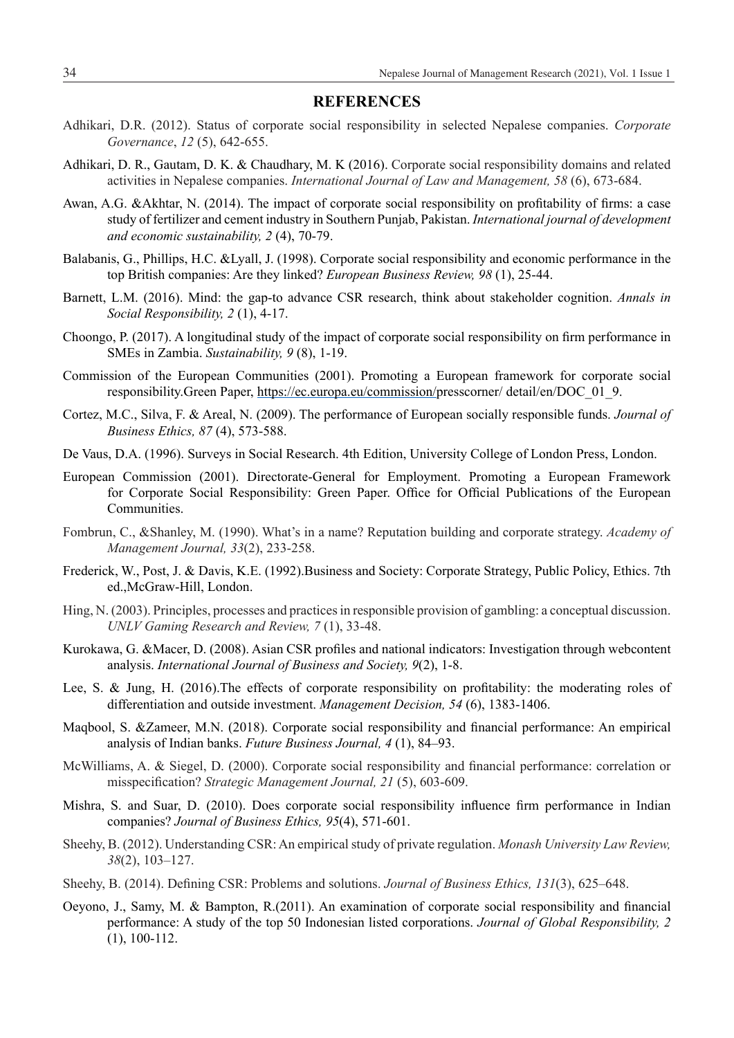## REFERENCES

Adhikari, D.R. (2012). Status of corporate social responsibility in selected Nepalese companies. *Corporate Governance*, *12* (5), 642-655.

Adhikari, D. R., Gautam, D. K. & Chaudhary, M. K (2016). Corporate social responsibility domains and related activities in Nepalese companies. *International Journal of Law and Management, 58* (6), 673-684.

Awan, A.G. &Akhtar, N. (2014). The impact of corporate social responsibility on profitability of firms: a case study of fertilizer and cement industry in Southern Punjab, Pakistan. *International journal of development and economic sustainability, 2* (4), 70-79.

Balabanis, G., Phillips, H.C. &Lyall, J. (1998). Corporate social responsibility and economic performance in the top British companies: Are they linked? *European Business Review, 98* (1), 25-44.

Barnett, L.M. (2016). Mind: the gap-to advance CSR research, think about stakeholder cognition. *Annals in Social Responsibility, 2* (1), 4-17.

Choongo, P. (2017). A longitudinal study of the impact of corporate social responsibility on firm performance in SMEs in Zambia. *Sustainability, 9* (8), 1-19.

Commission of the European Communities (2001). Promoting a European framework for corporate social responsibility.Green Paper, https://ec.europa.eu/commission/presscorner/ detail/en/DOC_01_9.

Cortez, M.C., Silva, F. & Areal, N. (2009). The performance of European socially responsible funds. *Journal of Business Ethics, 87* (4), 573-588.

De Vaus, D.A. (1996). Surveys in Social Research. 4th Edition, University College of London Press, London.

European Commission (2001). Directorate-General for Employment. Promoting a European Framework for Corporate Social Responsibility: Green Paper. Office for Official Publications of the European Communities.

Fombrun, C., &Shanley, M. (1990). What's in a name? Reputation building and corporate strategy. *Academy of Management Journal, 33*(2), 233-258.

Frederick, W., Post, J. & Davis, K.E. (1992).Business and Society: Corporate Strategy, Public Policy, Ethics. 7th ed.,McGraw-Hill, London.

Hing, N. (2003). Principles, processes and practices in responsible provision of gambling: a conceptual discussion. *UNLV Gaming Research and Review, 7* (1), 33-48.

Kurokawa, G. &Macer, D. (2008). Asian CSR profiles and national indicators: Investigation through webcontent analysis. *International Journal of Business and Society, 9*(2), 1-8.

Lee, S. & Jung, H. (2016).The effects of corporate responsibility on profitability: the moderating roles of differentiation and outside investment. *Management Decision, 54* (6), 1383-1406.

Maqbool, S. &Zameer, M.N. (2018). Corporate social responsibility and financial performance: An empirical analysis of Indian banks. *Future Business Journal, 4* (1), 84–93.

McWilliams, A. & Siegel, D. (2000). Corporate social responsibility and financial performance: correlation or misspecification? *Strategic Management Journal, 21* (5), 603-609.

Mishra, S. and Suar, D. (2010). Does corporate social responsibility influence firm performance in Indian companies? *Journal of Business Ethics, 95*(4), 571-601.

Sheehy, B. (2012). Understanding CSR: An empirical study of private regulation. *Monash University Law Review, 38*(2), 103–127.

Sheehy, B. (2014). Defining CSR: Problems and solutions. *Journal of Business Ethics, 131*(3), 625–648.

Oeyono, J., Samy, M. & Bampton, R.(2011). An examination of corporate social responsibility and financial performance: A study of the top 50 Indonesian listed corporations. *Journal of Global Responsibility, 2* (1), 100-112.